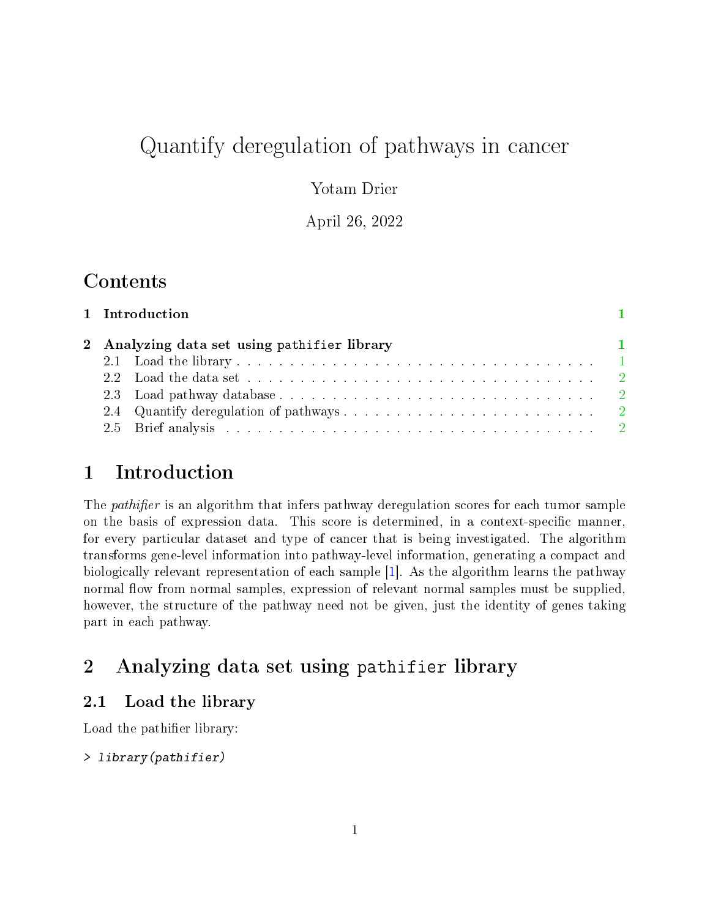# Quantify deregulation of pathways in cancer

Yotam Drier

April 26, 2022

## Contents

1 Introduction 1

2 Analyzing data set using pathifier library 1

- 2.1 Load the library 1
- 2.2 Load the data set 2
- 2.3 Load pathway database 2
- 2.4 Quantify deregulation of pathways 2
- 2.5 Brief analysis 2

## 1 Introduction

The *pathifier* is an algorithm that infers pathway deregulation scores for each tumor sample on the basis of expression data. This score is determined, in a context-specific manner, for every particular dataset and type of cancer that is being investigated. The algorithm transforms gene-level information into pathway-level information, generating a compact and biologically relevant representation of each sample [1]. As the algorithm learns the pathway normal flow from normal samples, expression of relevant normal samples must be supplied, however, the structure of the pathway need not be given, just the identity of genes taking part in each pathway.

## 2 Analyzing data set using `pathifier` library

### 2.1 Load the library

Load the pathifier library:

```
> library(pathifier)
```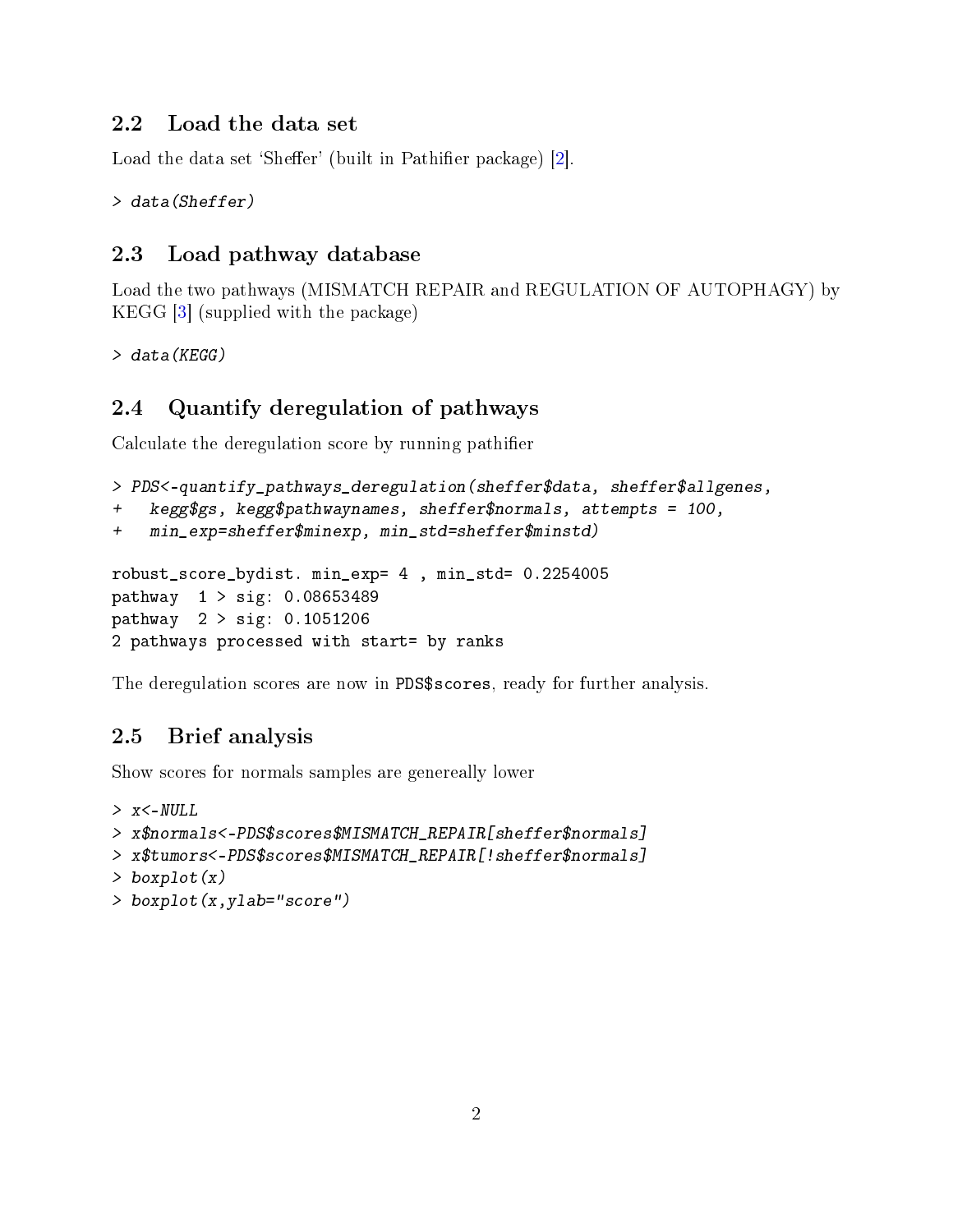### 2.2 Load the data set

Load the data set 'Sheffer' (built in Pathifier package) [2].

```
> data(Sheffer)
```

### 2.3 Load pathway database

Load the two pathways (MISMATCH REPAIR and REGULATION OF AUTOPHAGY) by KEGG [3] (supplied with the package)

```
> data(KEGG)
```

### 2.4 Quantify deregulation of pathways

Calculate the deregulation score by running pathifier

```
> PDS<-quantify_pathways_deregulation(sheffer$data, sheffer$allgenes,
+   kegg$gs, kegg$pathwaynames, sheffer$normals, attempts = 100,
+   min_exp=sheffer$minexp, min_std=sheffer$minstd)
```

```
robust_score_bydist. min_exp= 4 , min_std= 0.2254005
pathway  1 > sig: 0.08653489
pathway  2 > sig: 0.1051206
2 pathways processed with start= by ranks
```

The deregulation scores are now in `PDS$scores`, ready for further analysis.

### 2.5 Brief analysis

Show scores for normals samples are genereally lower

```
> x<-NULL
> x$normals<-PDS$scores$MISMATCH_REPAIR[sheffer$normals]
> x$tumors<-PDS$scores$MISMATCH_REPAIR[!sheffer$normals]
> boxplot(x)
> boxplot(x,ylab="score")
```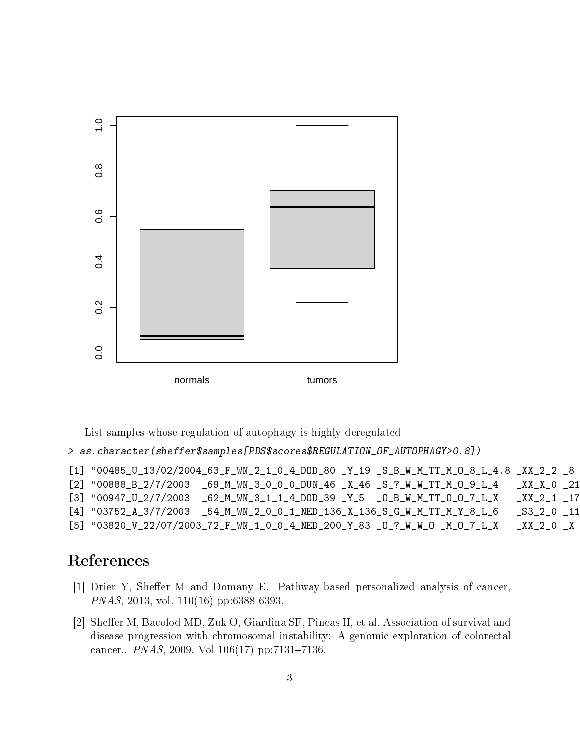List samples whose regulation of autophagy is highly deregulated

```
> as.character(sheffer$samples[PDS$scores$REGULATION_OF_AUTOPHAGY>0.8])
```

```
[1] "00485_U_13/02/2004_63_F_WN_2_1_0_4_DOD_80 _Y_19 _S_B_W_M_TT_M_O_8_L_4.8 _XX_2_2 _8
[2] "00888_B_2/7/2003  _69_M_WN_3_0_0_0_DUN_46 _X_46 _S_?_W_W_TT_M_O_9_L_4   _XX_X_0 _21
[3] "00947_U_2/7/2003  _62_M_WN_3_1_1_4_DOD_39 _Y_5  _O_B_W_M_TT_O_O_7_L_X   _XX_2_1 _17
[4] "03752_A_3/7/2003  _54_M_WN_2_0_0_1_NED_136_X_136_S_G_W_M_TT_M_Y_8_L_6   _S3_2_0 _11
[5] "03820_V_22/07/2003_72_F_WN_1_0_0_4_NED_200_Y_83 _O_?_W_W_O _M_O_7_L_X   _XX_2_0 _X
```

# References

[1] Drier Y, Sheffer M and Domany E, Pathway-based personalized analysis of cancer, *PNAS*, 2013, vol. 110(16) pp:6388-6393.

[2] Sheffer M, Bacolod MD, Zuk O, Giardina SF, Pincas H, et al. Association of survival and disease progression with chromosomal instability: A genomic exploration of colorectal cancer., *PNAS*, 2009, Vol 106(17) pp:7131–7136.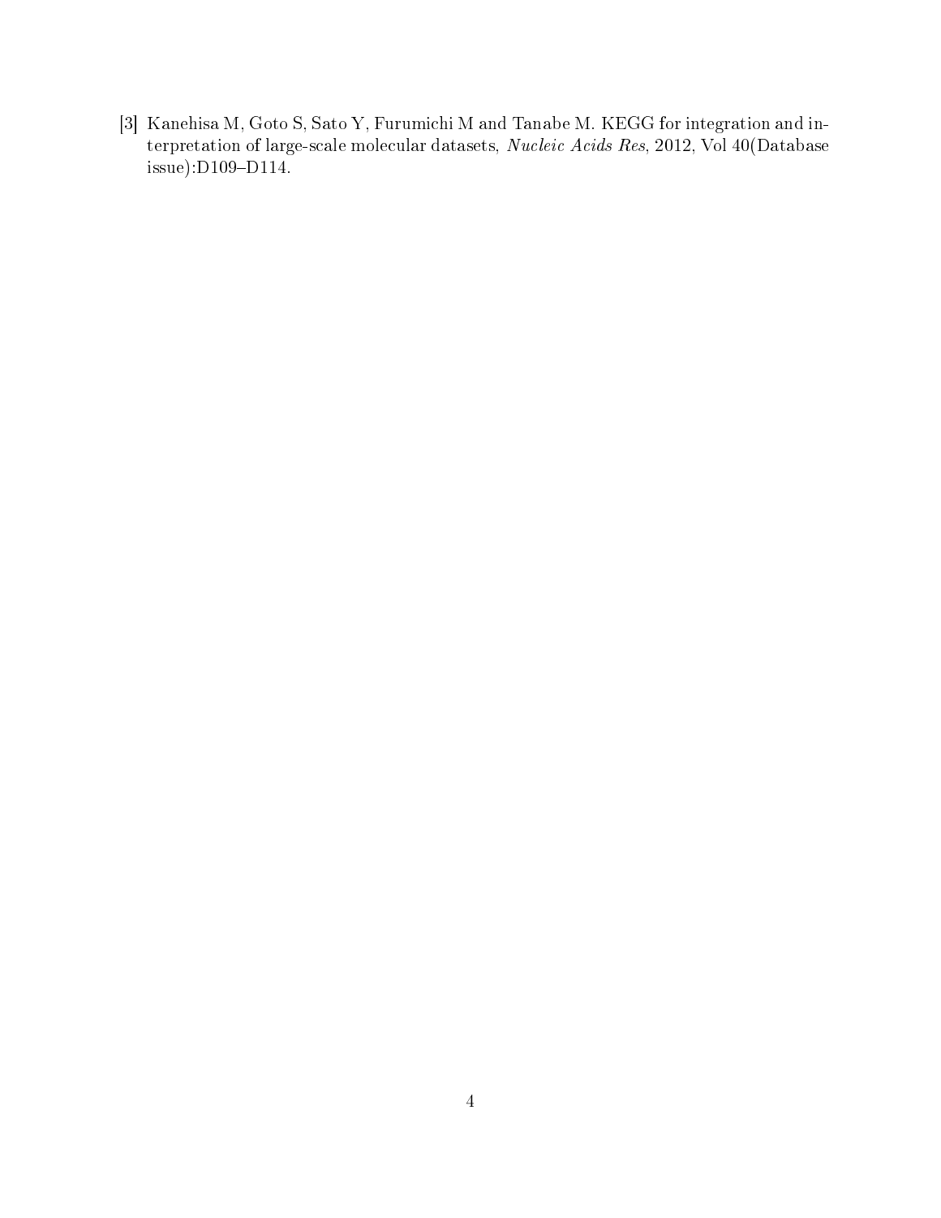[3] Kanehisa M, Goto S, Sato Y, Furumichi M and Tanabe M. KEGG for integration and interpretation of large-scale molecular datasets, *Nucleic Acids Res*, 2012, Vol 40(Database issue):D109–D114.